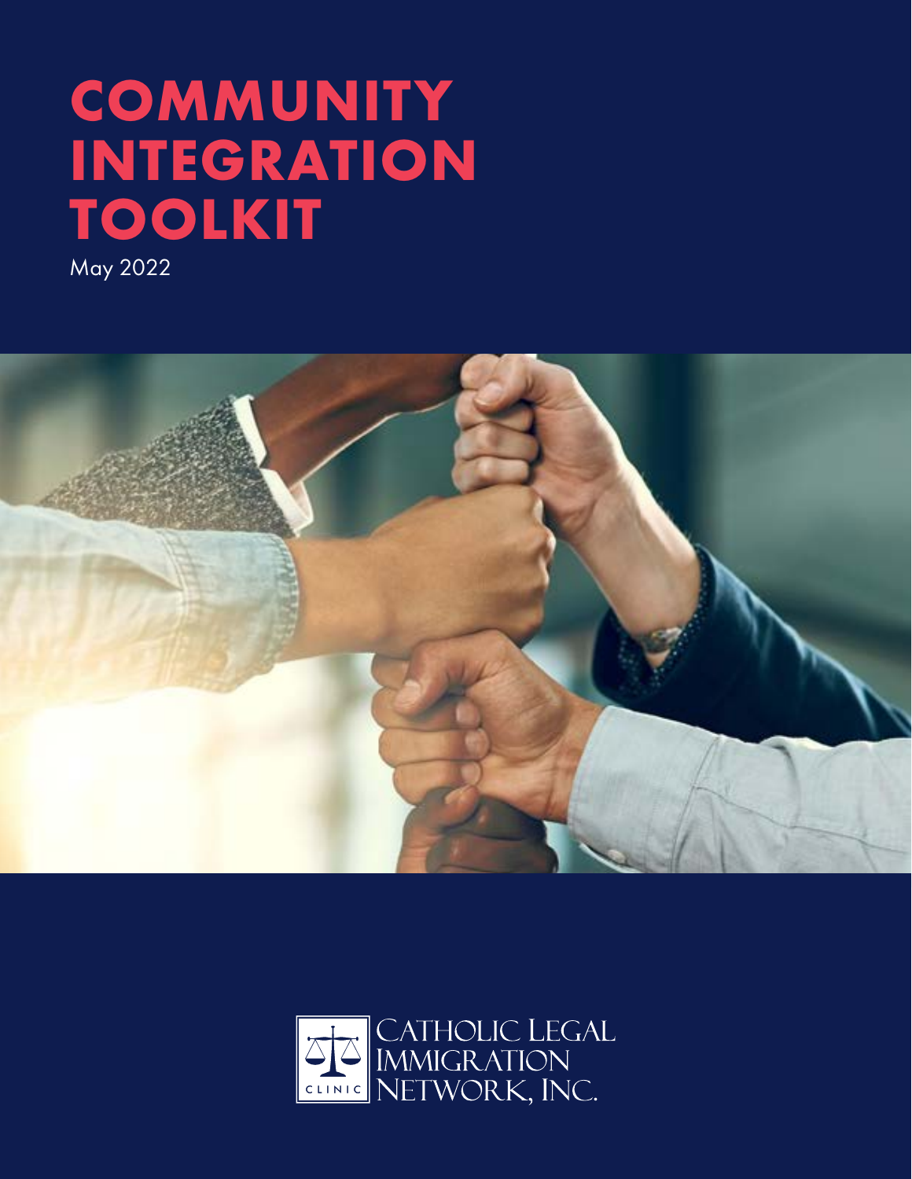# COMMUNITY INTEGRATION TOOLKIT

May 2022

Catholic Legal Immigration Network, Inc.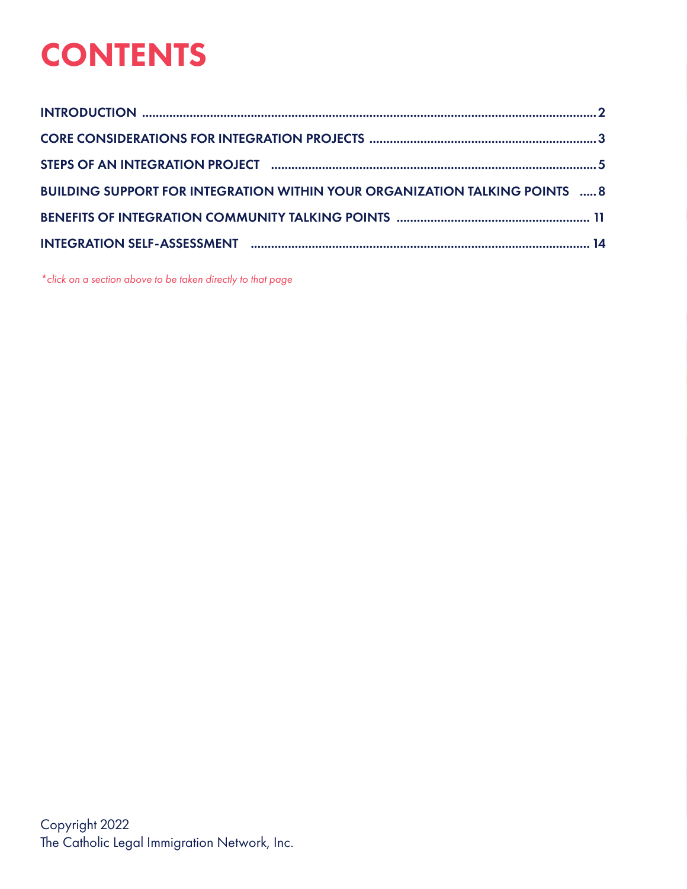# CONTENTS

INTRODUCTION .......... 2

CORE CONSIDERATIONS FOR INTEGRATION PROJECTS .......... 3

STEPS OF AN INTEGRATION PROJECT .......... 5

BUILDING SUPPORT FOR INTEGRATION WITHIN YOUR ORGANIZATION TALKING POINTS .......... 8

BENEFITS OF INTEGRATION COMMUNITY TALKING POINTS .......... 11

INTEGRATION SELF-ASSESSMENT .......... 14

*\*click on a section above to be taken directly to that page*

Copyright 2022
The Catholic Legal Immigration Network, Inc.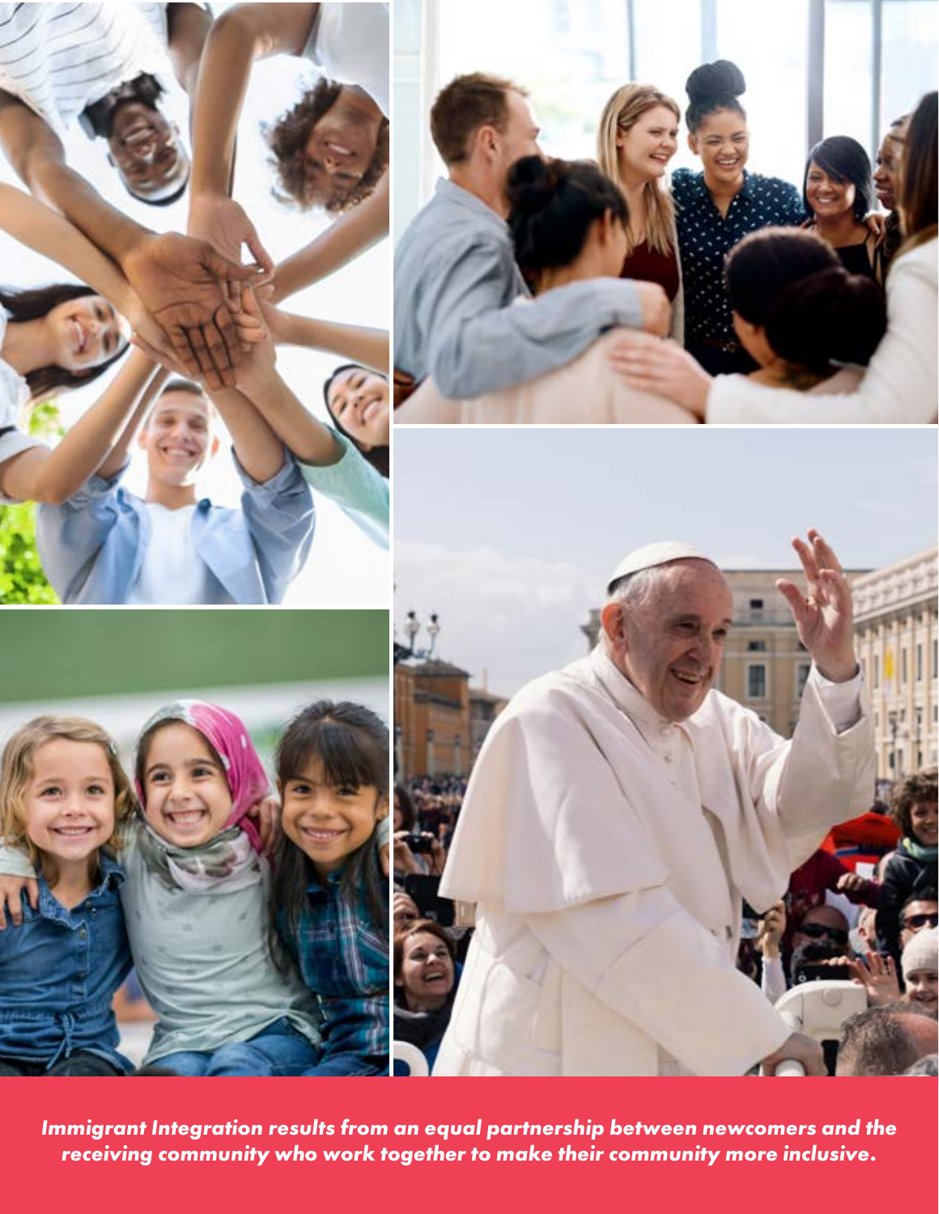***Immigrant Integration results from an equal partnership between newcomers and the receiving community who work together to make their community more inclusive.***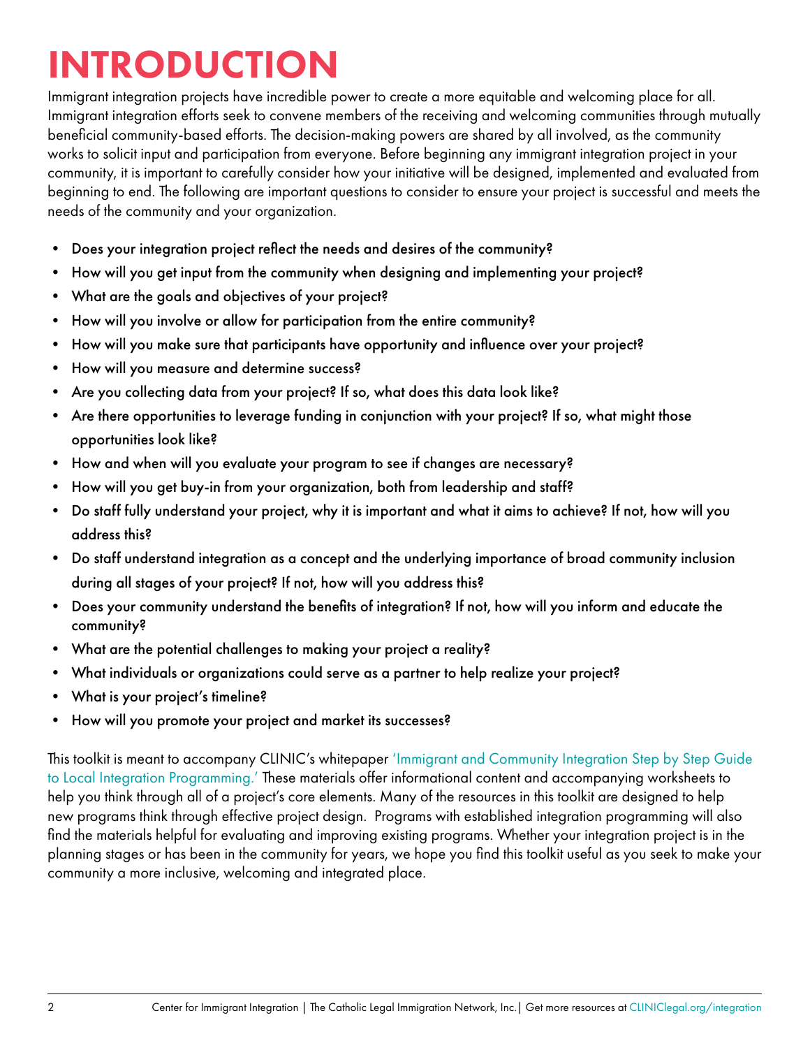# INTRODUCTION

Immigrant integration projects have incredible power to create a more equitable and welcoming place for all. Immigrant integration efforts seek to convene members of the receiving and welcoming communities through mutually beneficial community-based efforts. The decision-making powers are shared by all involved, as the community works to solicit input and participation from everyone. Before beginning any immigrant integration project in your community, it is important to carefully consider how your initiative will be designed, implemented and evaluated from beginning to end. The following are important questions to consider to ensure your project is successful and meets the needs of the community and your organization.

- Does your integration project reflect the needs and desires of the community?
- How will you get input from the community when designing and implementing your project?
- What are the goals and objectives of your project?
- How will you involve or allow for participation from the entire community?
- How will you make sure that participants have opportunity and influence over your project?
- How will you measure and determine success?
- Are you collecting data from your project? If so, what does this data look like?
- Are there opportunities to leverage funding in conjunction with your project? If so, what might those opportunities look like?
- How and when will you evaluate your program to see if changes are necessary?
- How will you get buy-in from your organization, both from leadership and staff?
- Do staff fully understand your project, why it is important and what it aims to achieve? If not, how will you address this?
- Do staff understand integration as a concept and the underlying importance of broad community inclusion during all stages of your project? If not, how will you address this?
- Does your community understand the benefits of integration? If not, how will you inform and educate the community?
- What are the potential challenges to making your project a reality?
- What individuals or organizations could serve as a partner to help realize your project?
- What is your project's timeline?
- How will you promote your project and market its successes?

This toolkit is meant to accompany CLINIC's whitepaper 'Immigrant and Community Integration Step by Step Guide to Local Integration Programming.' These materials offer informational content and accompanying worksheets to help you think through all of a project's core elements. Many of the resources in this toolkit are designed to help new programs think through effective project design. Programs with established integration programming will also find the materials helpful for evaluating and improving existing programs. Whether your integration project is in the planning stages or has been in the community for years, we hope you find this toolkit useful as you seek to make your community a more inclusive, welcoming and integrated place.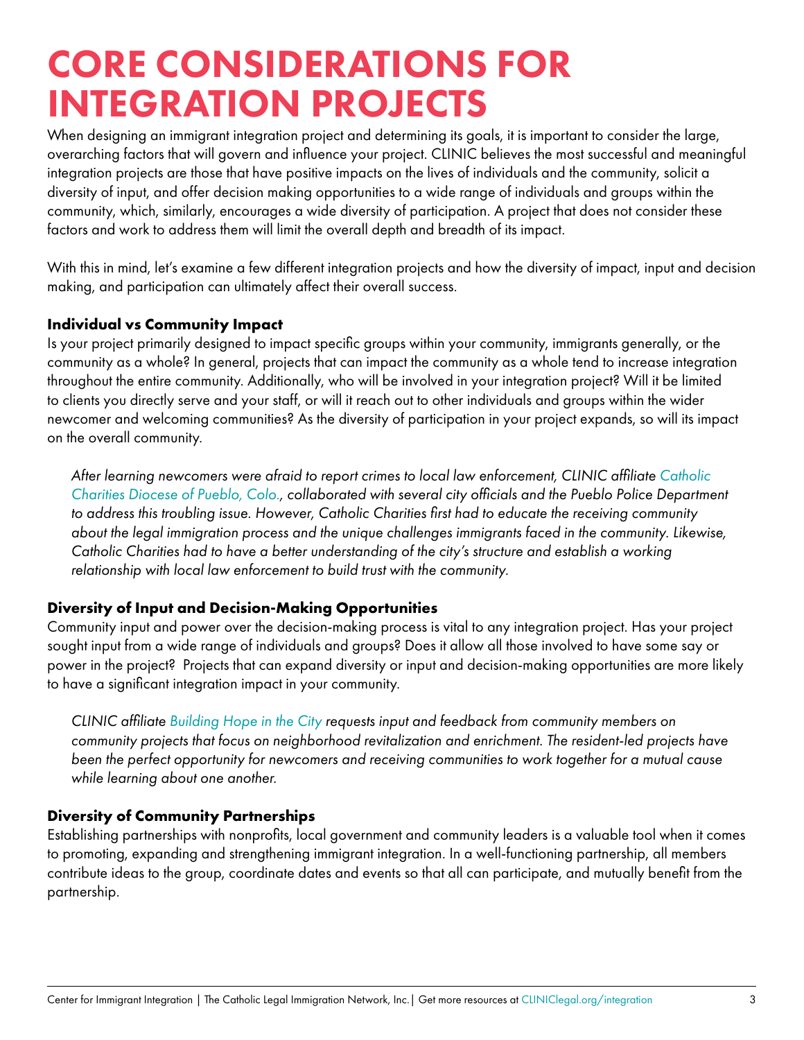# CORE CONSIDERATIONS FOR INTEGRATION PROJECTS

When designing an immigrant integration project and determining its goals, it is important to consider the large, overarching factors that will govern and influence your project. CLINIC believes the most successful and meaningful integration projects are those that have positive impacts on the lives of individuals and the community, solicit a diversity of input, and offer decision making opportunities to a wide range of individuals and groups within the community, which, similarly, encourages a wide diversity of participation. A project that does not consider these factors and work to address them will limit the overall depth and breadth of its impact.

With this in mind, let's examine a few different integration projects and how the diversity of impact, input and decision making, and participation can ultimately affect their overall success.

### Individual vs Community Impact

Is your project primarily designed to impact specific groups within your community, immigrants generally, or the community as a whole? In general, projects that can impact the community as a whole tend to increase integration throughout the entire community. Additionally, who will be involved in your integration project? Will it be limited to clients you directly serve and your staff, or will it reach out to other individuals and groups within the wider newcomer and welcoming communities? As the diversity of participation in your project expands, so will its impact on the overall community.

*After learning newcomers were afraid to report crimes to local law enforcement, CLINIC affiliate Catholic Charities Diocese of Pueblo, Colo., collaborated with several city officials and the Pueblo Police Department to address this troubling issue. However, Catholic Charities first had to educate the receiving community about the legal immigration process and the unique challenges immigrants faced in the community. Likewise, Catholic Charities had to have a better understanding of the city's structure and establish a working relationship with local law enforcement to build trust with the community.*

### Diversity of Input and Decision-Making Opportunities

Community input and power over the decision-making process is vital to any integration project. Has your project sought input from a wide range of individuals and groups? Does it allow all those involved to have some say or power in the project? Projects that can expand diversity or input and decision-making opportunities are more likely to have a significant integration impact in your community.

*CLINIC affiliate Building Hope in the City requests input and feedback from community members on community projects that focus on neighborhood revitalization and enrichment. The resident-led projects have been the perfect opportunity for newcomers and receiving communities to work together for a mutual cause while learning about one another.*

### Diversity of Community Partnerships

Establishing partnerships with nonprofits, local government and community leaders is a valuable tool when it comes to promoting, expanding and strengthening immigrant integration. In a well-functioning partnership, all members contribute ideas to the group, coordinate dates and events so that all can participate, and mutually benefit from the partnership.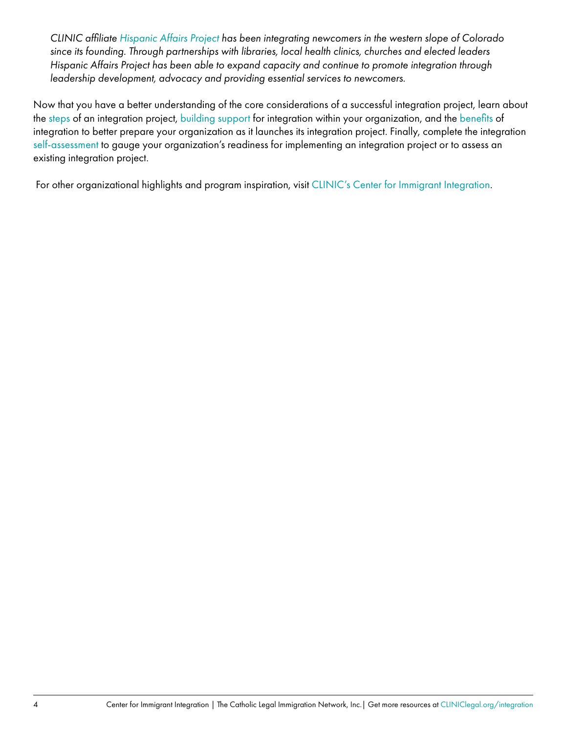*CLINIC affiliate Hispanic Affairs Project has been integrating newcomers in the western slope of Colorado since its founding. Through partnerships with libraries, local health clinics, churches and elected leaders Hispanic Affairs Project has been able to expand capacity and continue to promote integration through leadership development, advocacy and providing essential services to newcomers.*

Now that you have a better understanding of the core considerations of a successful integration project, learn about the steps of an integration project, building support for integration within your organization, and the benefits of integration to better prepare your organization as it launches its integration project. Finally, complete the integration self-assessment to gauge your organization's readiness for implementing an integration project or to assess an existing integration project.

For other organizational highlights and program inspiration, visit CLINIC's Center for Immigrant Integration.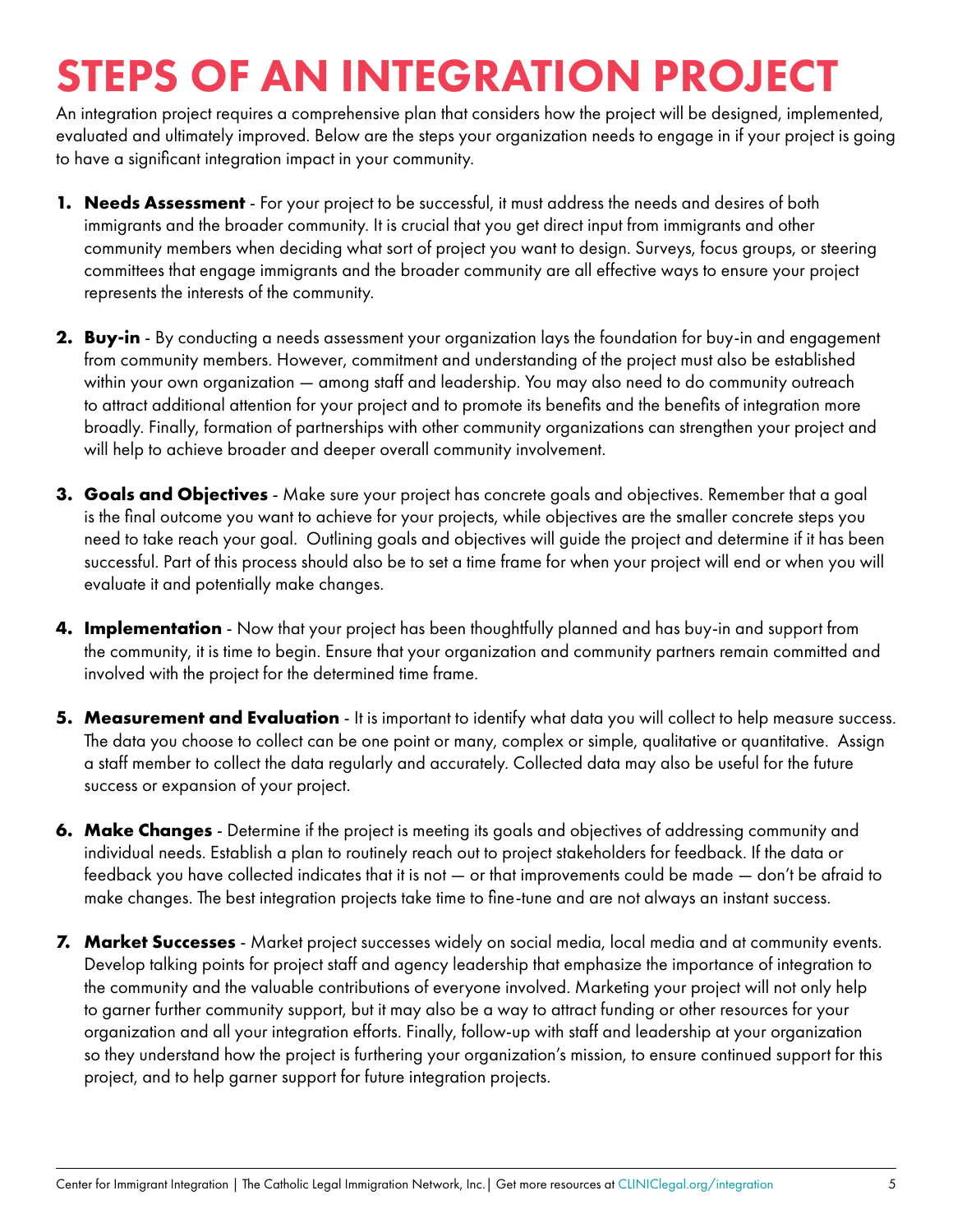# STEPS OF AN INTEGRATION PROJECT

An integration project requires a comprehensive plan that considers how the project will be designed, implemented, evaluated and ultimately improved. Below are the steps your organization needs to engage in if your project is going to have a significant integration impact in your community.

1. **Needs Assessment** - For your project to be successful, it must address the needs and desires of both immigrants and the broader community. It is crucial that you get direct input from immigrants and other community members when deciding what sort of project you want to design. Surveys, focus groups, or steering committees that engage immigrants and the broader community are all effective ways to ensure your project represents the interests of the community.

2. **Buy-in** - By conducting a needs assessment your organization lays the foundation for buy-in and engagement from community members. However, commitment and understanding of the project must also be established within your own organization — among staff and leadership. You may also need to do community outreach to attract additional attention for your project and to promote its benefits and the benefits of integration more broadly. Finally, formation of partnerships with other community organizations can strengthen your project and will help to achieve broader and deeper overall community involvement.

3. **Goals and Objectives** - Make sure your project has concrete goals and objectives. Remember that a goal is the final outcome you want to achieve for your projects, while objectives are the smaller concrete steps you need to take reach your goal. Outlining goals and objectives will guide the project and determine if it has been successful. Part of this process should also be to set a time frame for when your project will end or when you will evaluate it and potentially make changes.

4. **Implementation** - Now that your project has been thoughtfully planned and has buy-in and support from the community, it is time to begin. Ensure that your organization and community partners remain committed and involved with the project for the determined time frame.

5. **Measurement and Evaluation** - It is important to identify what data you will collect to help measure success. The data you choose to collect can be one point or many, complex or simple, qualitative or quantitative. Assign a staff member to collect the data regularly and accurately. Collected data may also be useful for the future success or expansion of your project.

6. **Make Changes** - Determine if the project is meeting its goals and objectives of addressing community and individual needs. Establish a plan to routinely reach out to project stakeholders for feedback. If the data or feedback you have collected indicates that it is not — or that improvements could be made — don't be afraid to make changes. The best integration projects take time to fine-tune and are not always an instant success.

7. **Market Successes** - Market project successes widely on social media, local media and at community events. Develop talking points for project staff and agency leadership that emphasize the importance of integration to the community and the valuable contributions of everyone involved. Marketing your project will not only help to garner further community support, but it may also be a way to attract funding or other resources for your organization and all your integration efforts. Finally, follow-up with staff and leadership at your organization so they understand how the project is furthering your organization's mission, to ensure continued support for this project, and to help garner support for future integration projects.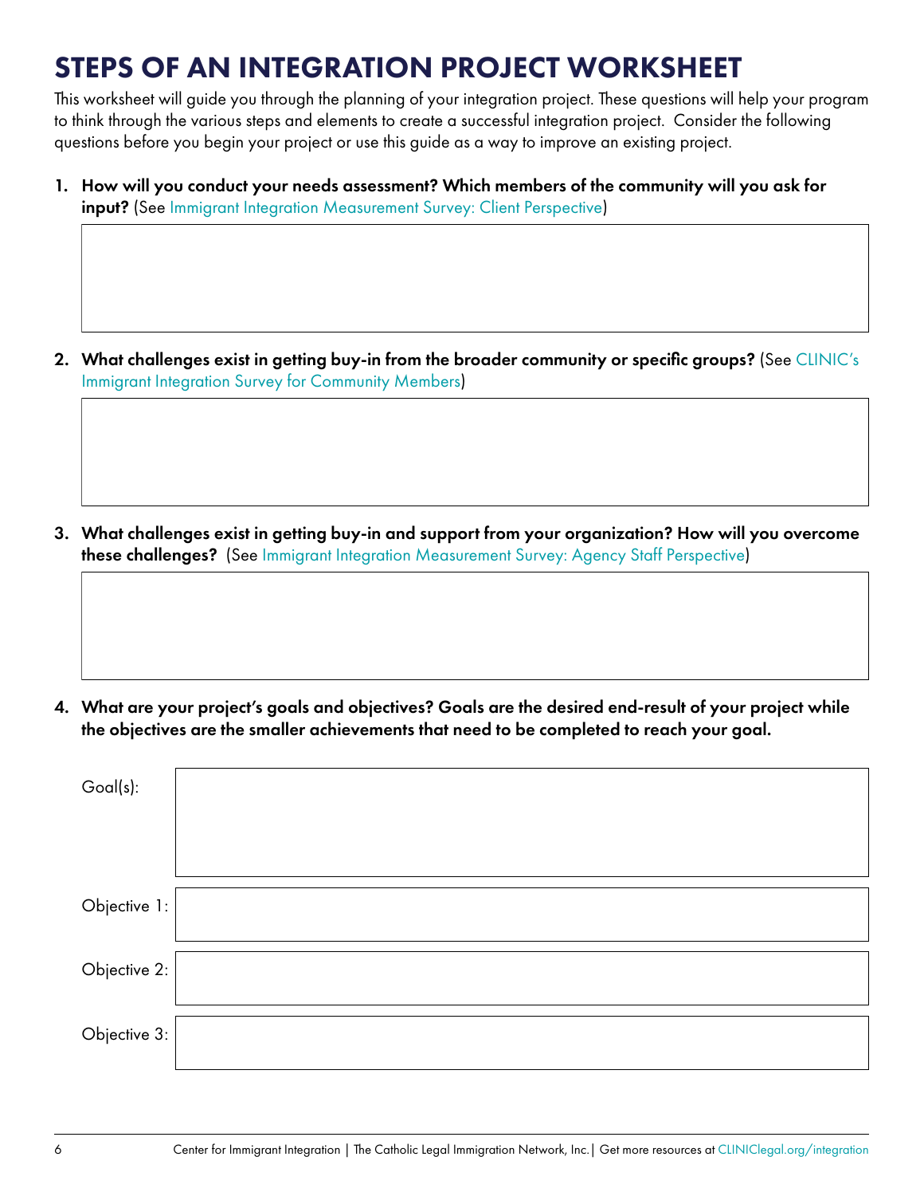# STEPS OF AN INTEGRATION PROJECT WORKSHEET

This worksheet will guide you through the planning of your integration project. These questions will help your program to think through the various steps and elements to create a successful integration project. Consider the following questions before you begin your project or use this guide as a way to improve an existing project.

1. **How will you conduct your needs assessment? Which members of the community will you ask for input?** (See Immigrant Integration Measurement Survey: Client Perspective)

2. **What challenges exist in getting buy-in from the broader community or specific groups?** (See CLINIC's Immigrant Integration Survey for Community Members)

3. **What challenges exist in getting buy-in and support from your organization? How will you overcome these challenges?** (See Immigrant Integration Measurement Survey: Agency Staff Perspective)

4. **What are your project's goals and objectives? Goals are the desired end-result of your project while the objectives are the smaller achievements that need to be completed to reach your goal.**

Goal(s):

Objective 1:

Objective 2:

Objective 3: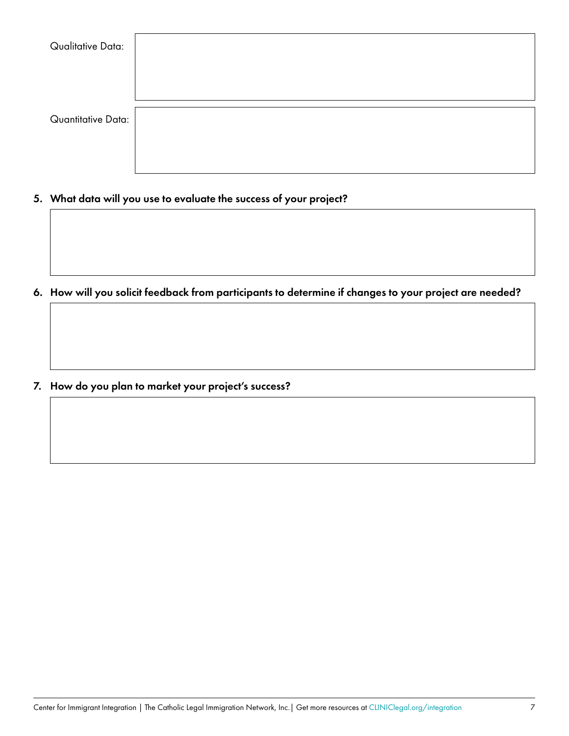Qualitative Data:

Quantitative Data:

5. **What data will you use to evaluate the success of your project?**

6. **How will you solicit feedback from participants to determine if changes to your project are needed?**

7. **How do you plan to market your project's success?**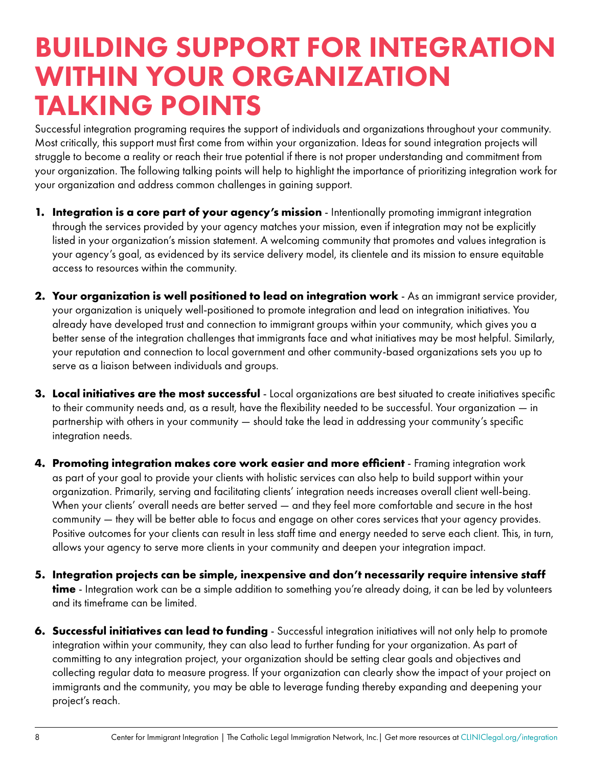# BUILDING SUPPORT FOR INTEGRATION WITHIN YOUR ORGANIZATION TALKING POINTS

Successful integration programing requires the support of individuals and organizations throughout your community. Most critically, this support must first come from within your organization. Ideas for sound integration projects will struggle to become a reality or reach their true potential if there is not proper understanding and commitment from your organization. The following talking points will help to highlight the importance of prioritizing integration work for your organization and address common challenges in gaining support.

1. **Integration is a core part of your agency's mission** - Intentionally promoting immigrant integration through the services provided by your agency matches your mission, even if integration may not be explicitly listed in your organization's mission statement. A welcoming community that promotes and values integration is your agency's goal, as evidenced by its service delivery model, its clientele and its mission to ensure equitable access to resources within the community.

2. **Your organization is well positioned to lead on integration work** - As an immigrant service provider, your organization is uniquely well-positioned to promote integration and lead on integration initiatives. You already have developed trust and connection to immigrant groups within your community, which gives you a better sense of the integration challenges that immigrants face and what initiatives may be most helpful. Similarly, your reputation and connection to local government and other community-based organizations sets you up to serve as a liaison between individuals and groups.

3. **Local initiatives are the most successful** - Local organizations are best situated to create initiatives specific to their community needs and, as a result, have the flexibility needed to be successful. Your organization — in partnership with others in your community — should take the lead in addressing your community's specific integration needs.

4. **Promoting integration makes core work easier and more efficient** - Framing integration work as part of your goal to provide your clients with holistic services can also help to build support within your organization. Primarily, serving and facilitating clients' integration needs increases overall client well-being. When your clients' overall needs are better served — and they feel more comfortable and secure in the host community — they will be better able to focus and engage on other cores services that your agency provides. Positive outcomes for your clients can result in less staff time and energy needed to serve each client. This, in turn, allows your agency to serve more clients in your community and deepen your integration impact.

5. **Integration projects can be simple, inexpensive and don't necessarily require intensive staff time** - Integration work can be a simple addition to something you're already doing, it can be led by volunteers and its timeframe can be limited.

6. **Successful initiatives can lead to funding** - Successful integration initiatives will not only help to promote integration within your community, they can also lead to further funding for your organization. As part of committing to any integration project, your organization should be setting clear goals and objectives and collecting regular data to measure progress. If your organization can clearly show the impact of your project on immigrants and the community, you may be able to leverage funding thereby expanding and deepening your project's reach.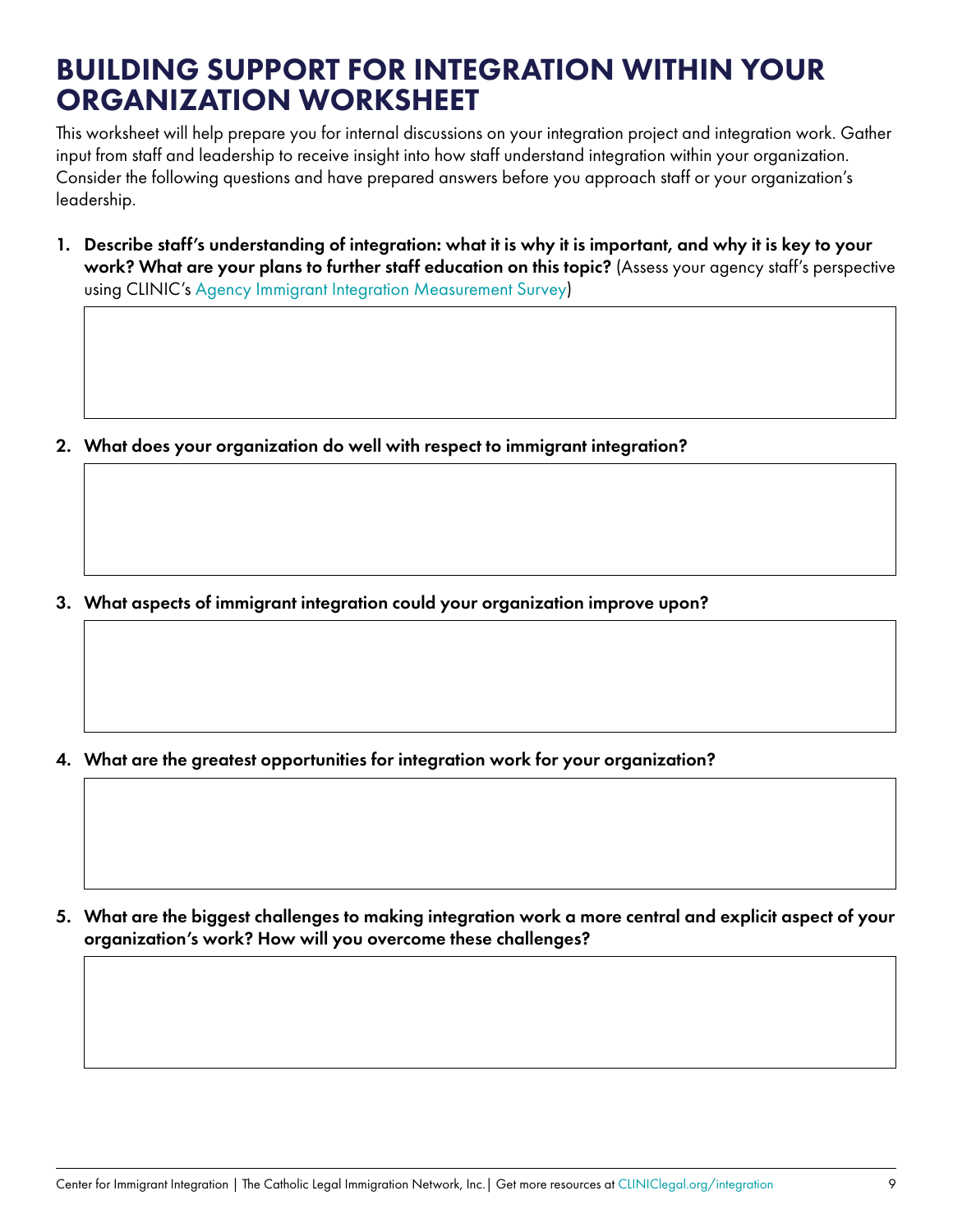# BUILDING SUPPORT FOR INTEGRATION WITHIN YOUR ORGANIZATION WORKSHEET

This worksheet will help prepare you for internal discussions on your integration project and integration work. Gather input from staff and leadership to receive insight into how staff understand integration within your organization. Consider the following questions and have prepared answers before you approach staff or your organization's leadership.

1. **Describe staff's understanding of integration: what it is why it is important, and why it is key to your work? What are your plans to further staff education on this topic?** (Assess your agency staff's perspective using CLINIC's Agency Immigrant Integration Measurement Survey)

2. **What does your organization do well with respect to immigrant integration?**

3. **What aspects of immigrant integration could your organization improve upon?**

4. **What are the greatest opportunities for integration work for your organization?**

5. **What are the biggest challenges to making integration work a more central and explicit aspect of your organization's work? How will you overcome these challenges?**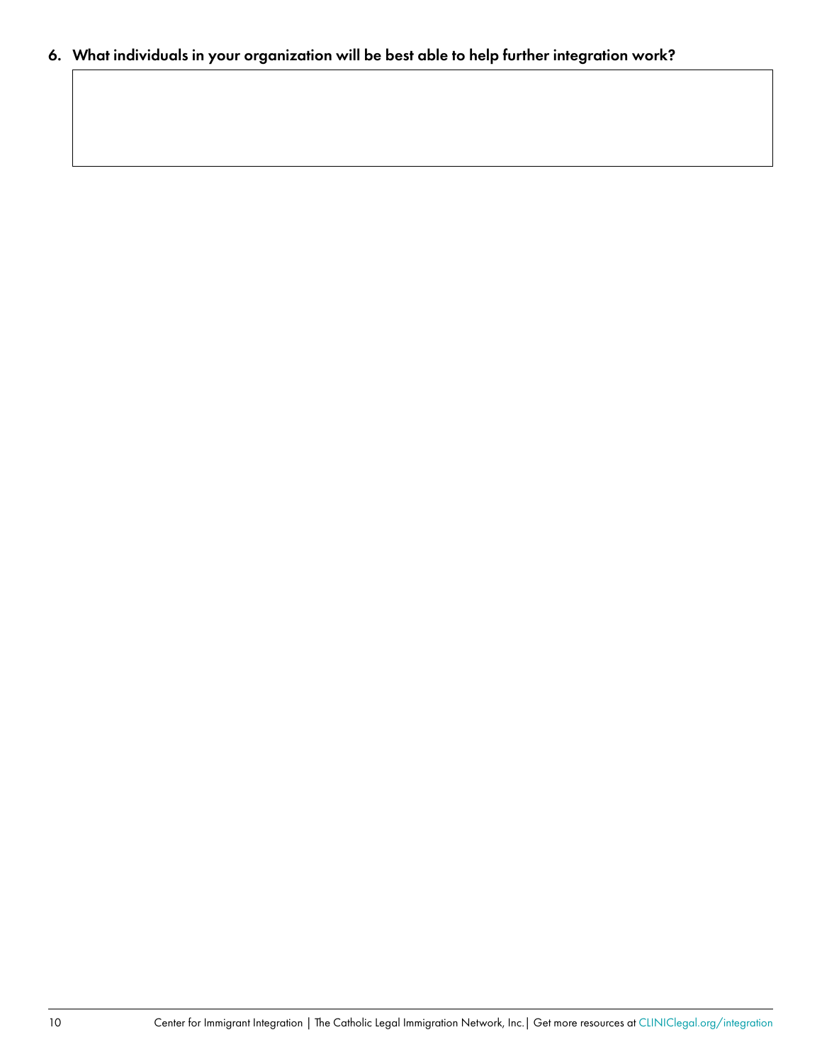6. What individuals in your organization will be best able to help further integration work?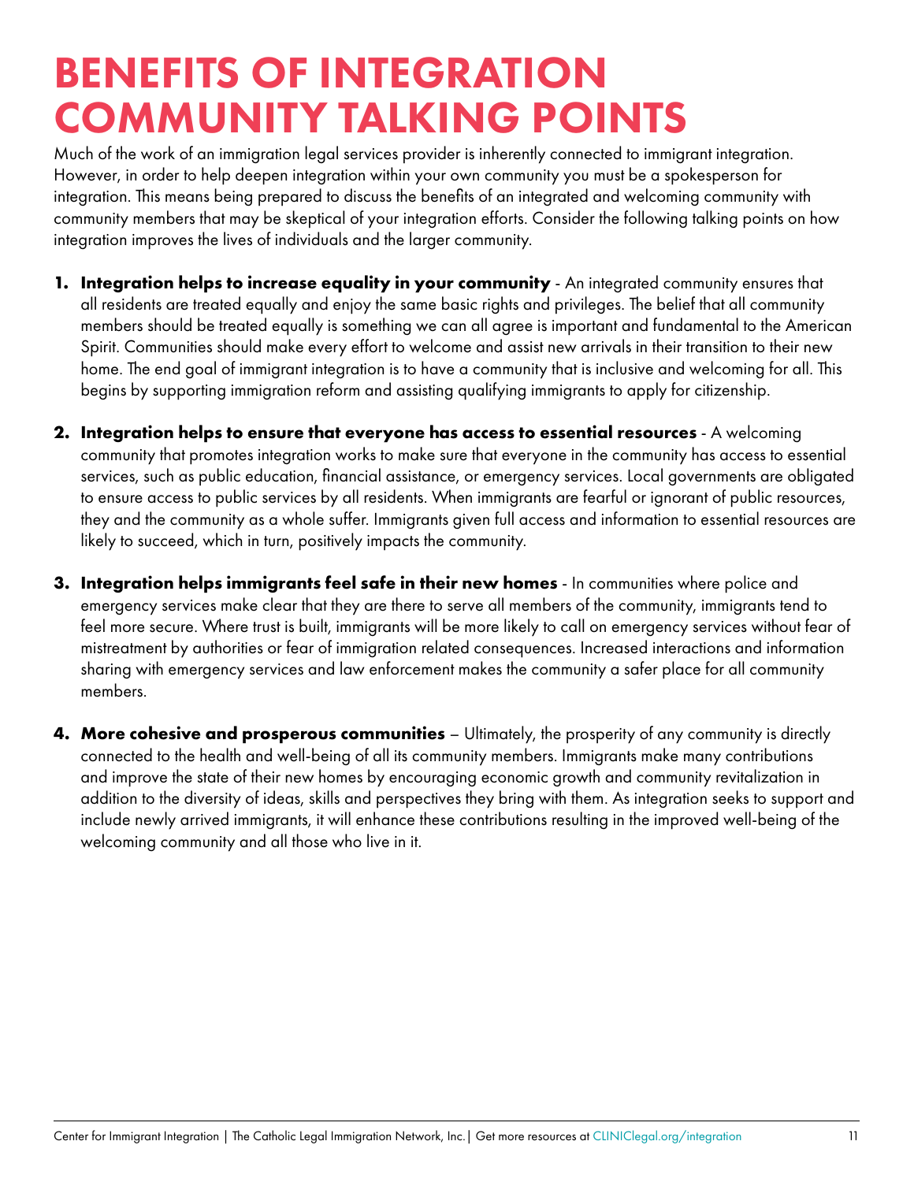# BENEFITS OF INTEGRATION COMMUNITY TALKING POINTS

Much of the work of an immigration legal services provider is inherently connected to immigrant integration. However, in order to help deepen integration within your own community you must be a spokesperson for integration. This means being prepared to discuss the benefits of an integrated and welcoming community with community members that may be skeptical of your integration efforts. Consider the following talking points on how integration improves the lives of individuals and the larger community.

1. **Integration helps to increase equality in your community** - An integrated community ensures that all residents are treated equally and enjoy the same basic rights and privileges. The belief that all community members should be treated equally is something we can all agree is important and fundamental to the American Spirit. Communities should make every effort to welcome and assist new arrivals in their transition to their new home. The end goal of immigrant integration is to have a community that is inclusive and welcoming for all. This begins by supporting immigration reform and assisting qualifying immigrants to apply for citizenship.

2. **Integration helps to ensure that everyone has access to essential resources** - A welcoming community that promotes integration works to make sure that everyone in the community has access to essential services, such as public education, financial assistance, or emergency services. Local governments are obligated to ensure access to public services by all residents. When immigrants are fearful or ignorant of public resources, they and the community as a whole suffer. Immigrants given full access and information to essential resources are likely to succeed, which in turn, positively impacts the community.

3. **Integration helps immigrants feel safe in their new homes** - In communities where police and emergency services make clear that they are there to serve all members of the community, immigrants tend to feel more secure. Where trust is built, immigrants will be more likely to call on emergency services without fear of mistreatment by authorities or fear of immigration related consequences. Increased interactions and information sharing with emergency services and law enforcement makes the community a safer place for all community members.

4. **More cohesive and prosperous communities** – Ultimately, the prosperity of any community is directly connected to the health and well-being of all its community members. Immigrants make many contributions and improve the state of their new homes by encouraging economic growth and community revitalization in addition to the diversity of ideas, skills and perspectives they bring with them. As integration seeks to support and include newly arrived immigrants, it will enhance these contributions resulting in the improved well-being of the welcoming community and all those who live in it.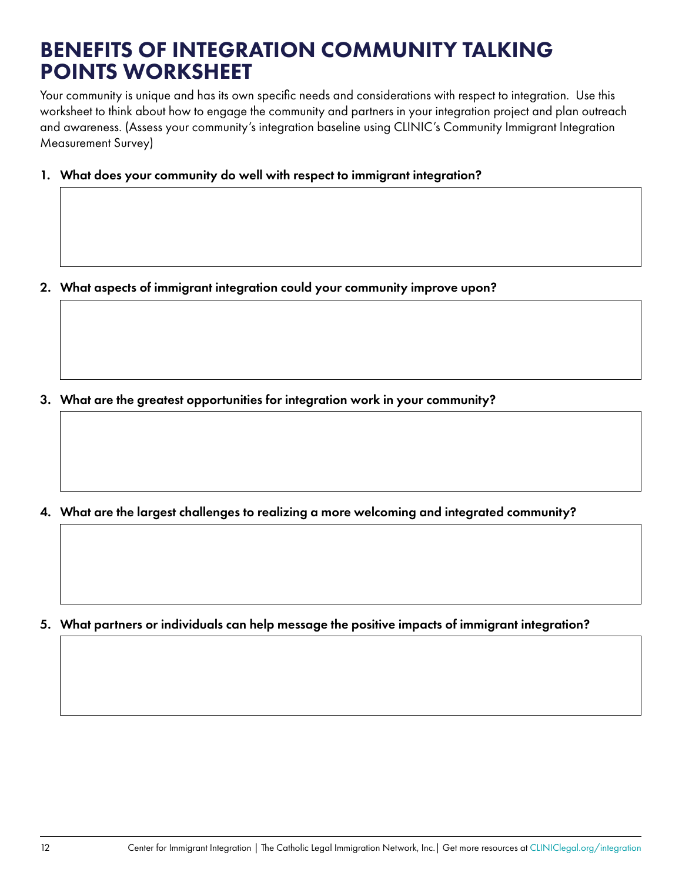# BENEFITS OF INTEGRATION COMMUNITY TALKING POINTS WORKSHEET

Your community is unique and has its own specific needs and considerations with respect to integration. Use this worksheet to think about how to engage the community and partners in your integration project and plan outreach and awareness. (Assess your community's integration baseline using CLINIC's Community Immigrant Integration Measurement Survey)

1. **What does your community do well with respect to immigrant integration?**

2. **What aspects of immigrant integration could your community improve upon?**

3. **What are the greatest opportunities for integration work in your community?**

4. **What are the largest challenges to realizing a more welcoming and integrated community?**

5. **What partners or individuals can help message the positive impacts of immigrant integration?**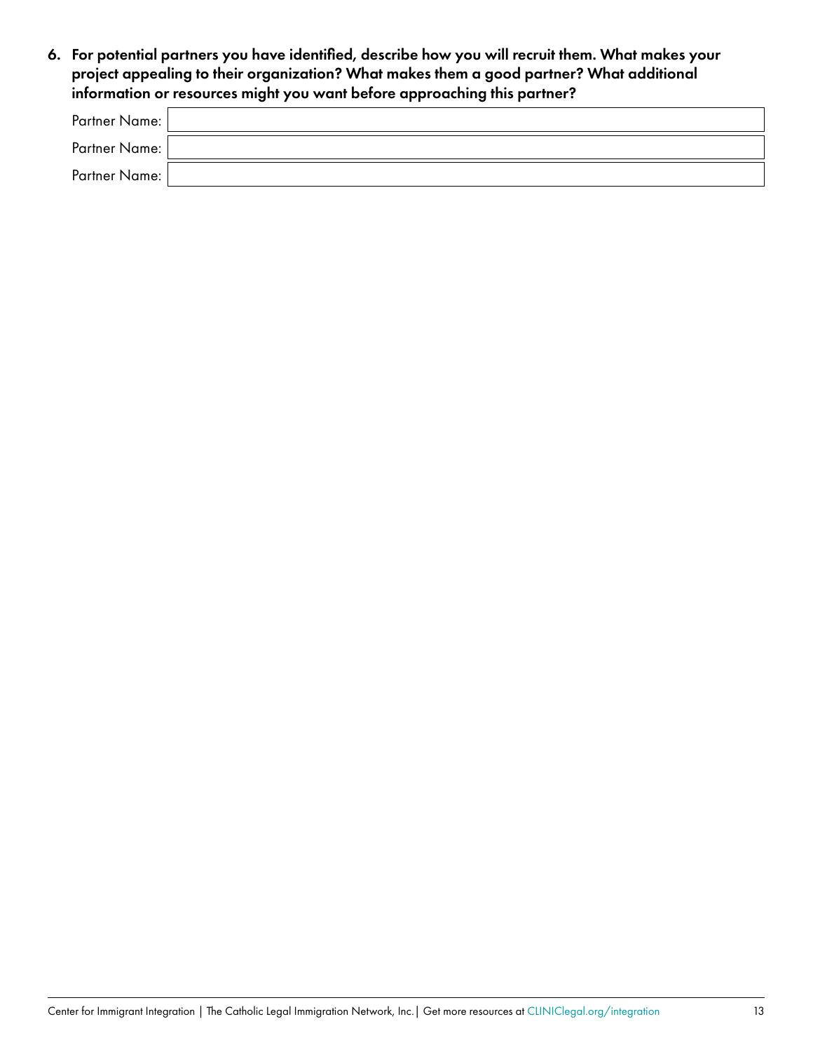6. **For potential partners you have identified, describe how you will recruit them. What makes your project appealing to their organization? What makes them a good partner? What additional information or resources might you want before approaching this partner?**

| Partner Name: | |
|---|---|
| Partner Name: | |
| Partner Name: | |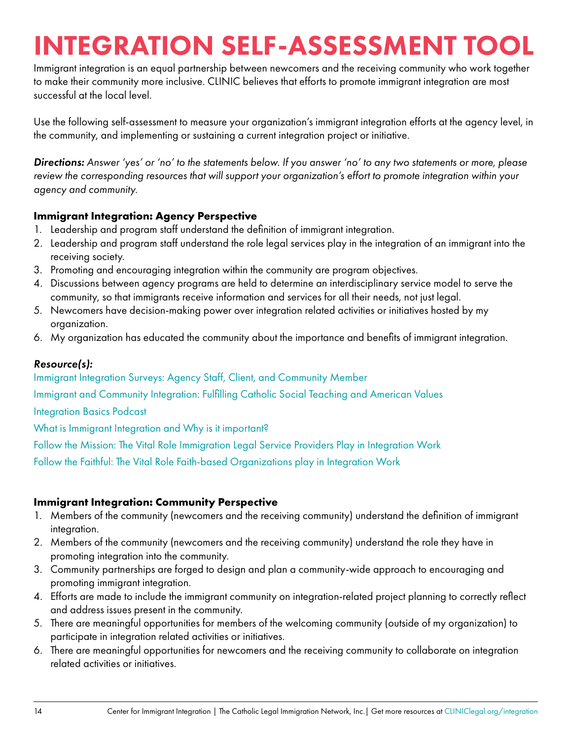# INTEGRATION SELF-ASSESSMENT TOOL

Immigrant integration is an equal partnership between newcomers and the receiving community who work together to make their community more inclusive. CLINIC believes that efforts to promote immigrant integration are most successful at the local level.

Use the following self-assessment to measure your organization's immigrant integration efforts at the agency level, in the community, and implementing or sustaining a current integration project or initiative.

***Directions:*** *Answer 'yes' or 'no' to the statements below. If you answer 'no' to any two statements or more, please review the corresponding resources that will support your organization's effort to promote integration within your agency and community.*

### Immigrant Integration: Agency Perspective

1. Leadership and program staff understand the definition of immigrant integration.
2. Leadership and program staff understand the role legal services play in the integration of an immigrant into the receiving society.
3. Promoting and encouraging integration within the community are program objectives.
4. Discussions between agency programs are held to determine an interdisciplinary service model to serve the community, so that immigrants receive information and services for all their needs, not just legal.
5. Newcomers have decision-making power over integration related activities or initiatives hosted by my organization.
6. My organization has educated the community about the importance and benefits of immigrant integration.

***Resource(s):***

Immigrant Integration Surveys: Agency Staff, Client, and Community Member

Immigrant and Community Integration: Fulfilling Catholic Social Teaching and American Values

Integration Basics Podcast

What is Immigrant Integration and Why is it important?

Follow the Mission: The Vital Role Immigration Legal Service Providers Play in Integration Work

Follow the Faithful: The Vital Role Faith-based Organizations play in Integration Work

### Immigrant Integration: Community Perspective

1. Members of the community (newcomers and the receiving community) understand the definition of immigrant integration.
2. Members of the community (newcomers and the receiving community) understand the role they have in promoting integration into the community.
3. Community partnerships are forged to design and plan a community-wide approach to encouraging and promoting immigrant integration.
4. Efforts are made to include the immigrant community on integration-related project planning to correctly reflect and address issues present in the community.
5. There are meaningful opportunities for members of the welcoming community (outside of my organization) to participate in integration related activities or initiatives.
6. There are meaningful opportunities for newcomers and the receiving community to collaborate on integration related activities or initiatives.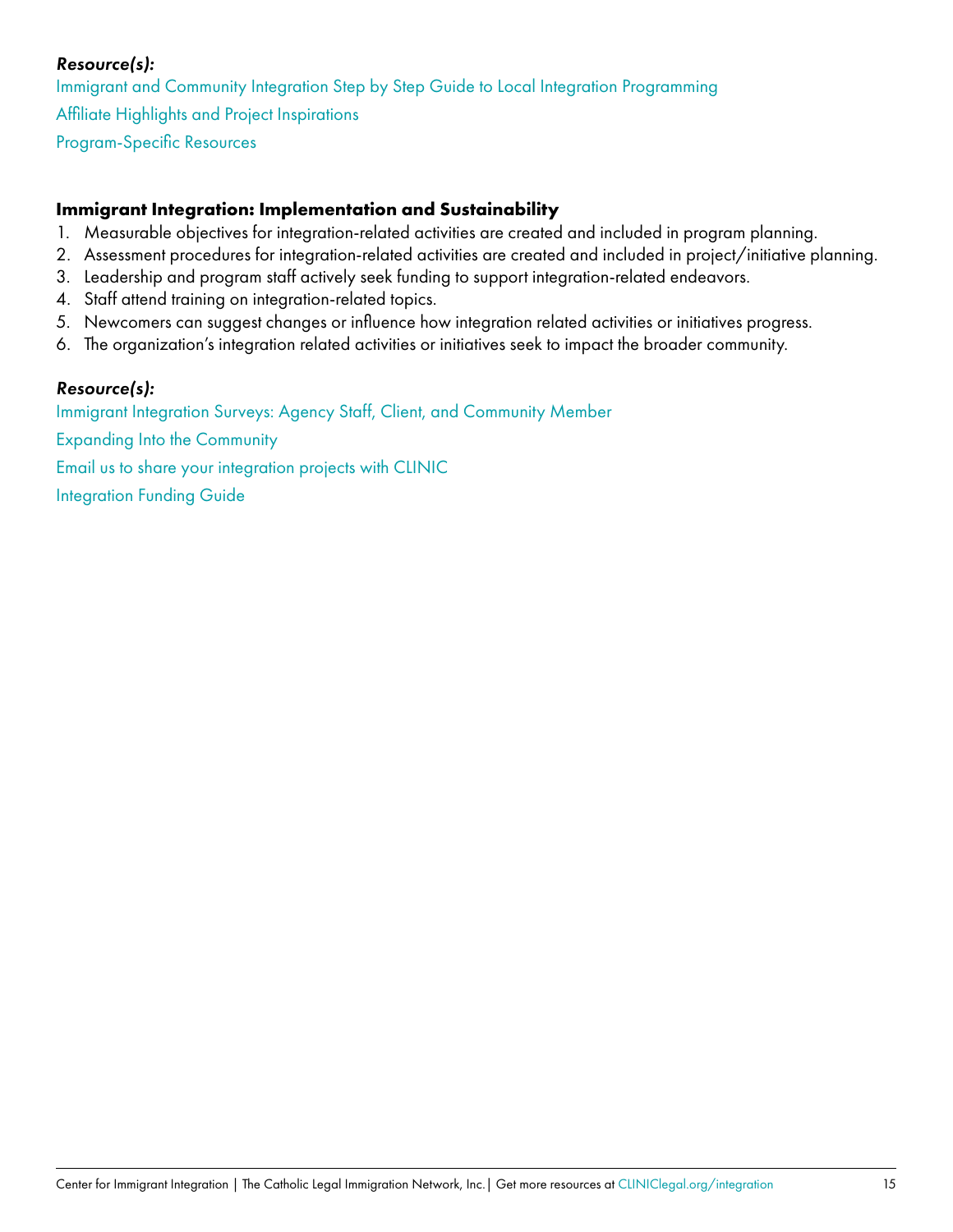***Resource(s):***

Immigrant and Community Integration Step by Step Guide to Local Integration Programming

Affiliate Highlights and Project Inspirations

Program-Specific Resources

**Immigrant Integration: Implementation and Sustainability**

1. Measurable objectives for integration-related activities are created and included in program planning.
2. Assessment procedures for integration-related activities are created and included in project/initiative planning.
3. Leadership and program staff actively seek funding to support integration-related endeavors.
4. Staff attend training on integration-related topics.
5. Newcomers can suggest changes or influence how integration related activities or initiatives progress.
6. The organization's integration related activities or initiatives seek to impact the broader community.

***Resource(s):***

Immigrant Integration Surveys: Agency Staff, Client, and Community Member

Expanding Into the Community

Email us to share your integration projects with CLINIC

Integration Funding Guide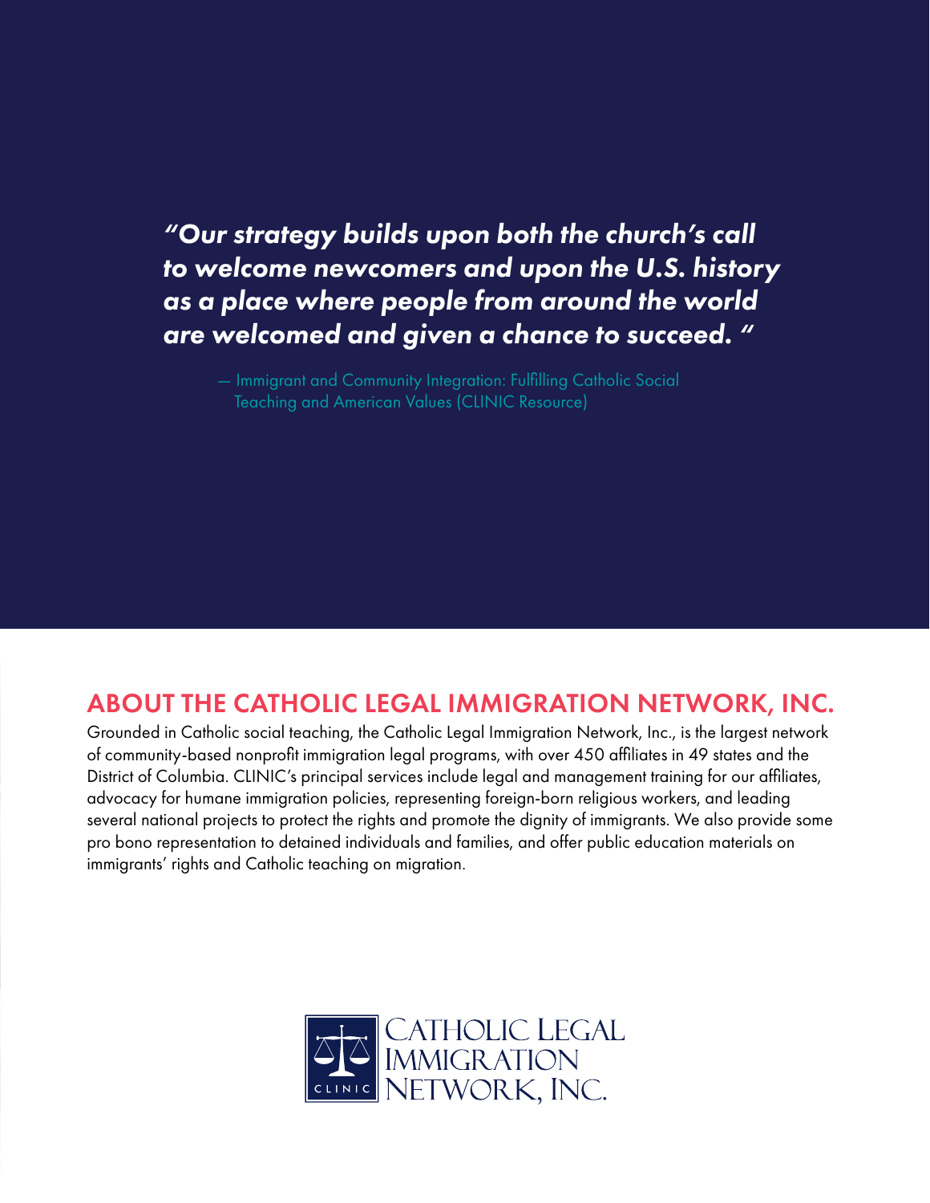***"Our strategy builds upon both the church's call to welcome newcomers and upon the U.S. history as a place where people from around the world are welcomed and given a chance to succeed. "***

— Immigrant and Community Integration: Fulfilling Catholic Social Teaching and American Values (CLINIC Resource)

## ABOUT THE CATHOLIC LEGAL IMMIGRATION NETWORK, INC.

Grounded in Catholic social teaching, the Catholic Legal Immigration Network, Inc., is the largest network of community-based nonprofit immigration legal programs, with over 450 affiliates in 49 states and the District of Columbia. CLINIC's principal services include legal and management training for our affiliates, advocacy for humane immigration policies, representing foreign-born religious workers, and leading several national projects to protect the rights and promote the dignity of immigrants. We also provide some pro bono representation to detained individuals and families, and offer public education materials on immigrants' rights and Catholic teaching on migration.

CLINIC

CATHOLIC LEGAL IMMIGRATION NETWORK, INC.